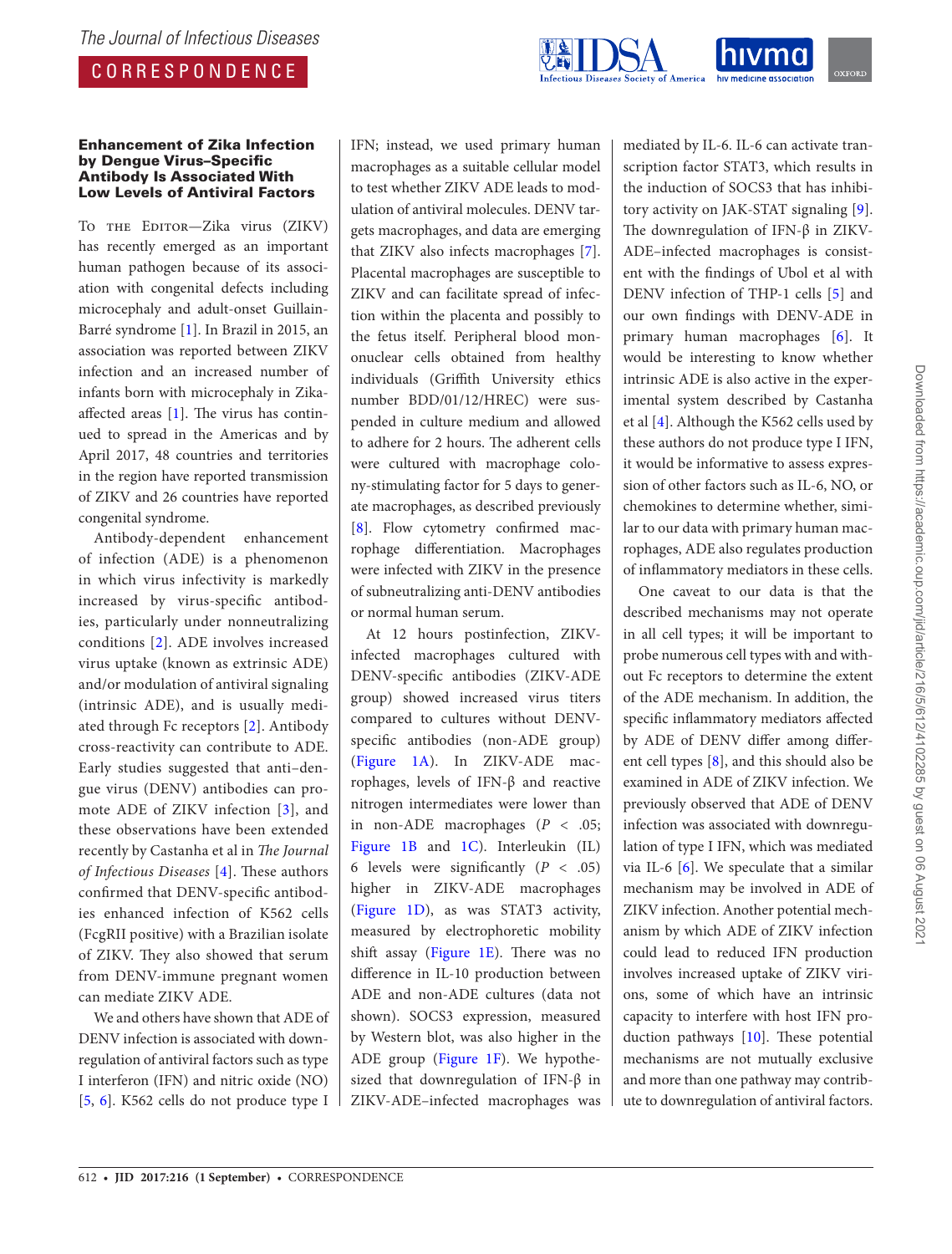## Enhancement of Zika Infection by Dengue Virus–Specific Antibody Is Associated With Low Levels of Antiviral Factors

To the Editor—Zika virus (ZIKV) has recently emerged as an important human pathogen because of its association with congenital defects including microcephaly and adult-onset Guillain-Barré syndrome [1]. In Brazil in 2015, an association was reported between ZIKV infection and an increased number of infants born with microcephaly in Zika-affected areas [1]. The virus has continued to spread in the Americas and by April 2017, 48 countries and territories in the region have reported transmission of ZIKV and 26 countries have reported congenital syndrome.

Antibody-dependent enhancement of infection (ADE) is a phenomenon in which virus infectivity is markedly increased by virus-specific antibodies, particularly under nonneutralizing conditions [2]. ADE involves increased virus uptake (known as extrinsic ADE) and/or modulation of antiviral signaling (intrinsic ADE), and is usually mediated through Fc receptors [2]. Antibody cross-reactivity can contribute to ADE. Early studies suggested that anti–dengue virus (DENV) antibodies can promote ADE of ZIKV infection [3], and these observations have been extended recently by Castanha et al in *The Journal of Infectious Diseases* [4]. These authors confirmed that DENV-specific antibodies enhanced infection of K562 cells (FcgRII positive) with a Brazilian isolate of ZIKV. They also showed that serum from DENV-immune pregnant women can mediate ZIKV ADE.

We and others have shown that ADE of DENV infection is associated with downregulation of antiviral factors such as type I interferon (IFN) and nitric oxide (NO) [5, 6]. K562 cells do not produce type I IFN; instead, we used primary human macrophages as a suitable cellular model to test whether ZIKV ADE leads to modulation of antiviral molecules. DENV targets macrophages, and data are emerging that ZIKV also infects macrophages [7]. Placental macrophages are susceptible to ZIKV and can facilitate spread of infection within the placenta and possibly to the fetus itself. Peripheral blood mononuclear cells obtained from healthy individuals (Griffith University ethics number BDD/01/12/HREC) were suspended in culture medium and allowed to adhere for 2 hours. The adherent cells were cultured with macrophage colony-stimulating factor for 5 days to generate macrophages, as described previously [8]. Flow cytometry confirmed macrophage differentiation. Macrophages were infected with ZIKV in the presence of subneutralizing anti-DENV antibodies or normal human serum.

At 12 hours postinfection, ZIKV-infected macrophages cultured with DENV-specific antibodies (ZIKV-ADE group) showed increased virus titers compared to cultures without DENV-specific antibodies (non-ADE group) (Figure 1A). In ZIKV-ADE macrophages, levels of IFN-β and reactive nitrogen intermediates were lower than in non-ADE macrophages ($P < .05$; Figure 1B and 1C). Interleukin (IL) 6 levels were significantly ($P < .05$) higher in ZIKV-ADE macrophages (Figure 1D), as was STAT3 activity, measured by electrophoretic mobility shift assay (Figure 1E). There was no difference in IL-10 production between ADE and non-ADE cultures (data not shown). SOCS3 expression, measured by Western blot, was also higher in the ADE group (Figure 1F). We hypothesized that downregulation of IFN-β in ZIKV-ADE–infected macrophages was mediated by IL-6. IL-6 can activate transcription factor STAT3, which results in the induction of SOCS3 that has inhibitory activity on JAK-STAT signaling [9]. The downregulation of IFN-β in ZIKV-ADE–infected macrophages is consistent with the findings of Ubol et al with DENV infection of THP-1 cells [5] and our own findings with DENV-ADE in primary human macrophages [6]. It would be interesting to know whether intrinsic ADE is also active in the experimental system described by Castanha et al [4]. Although the K562 cells used by these authors do not produce type I IFN, it would be informative to assess expression of other factors such as IL-6, NO, or chemokines to determine whether, similar to our data with primary human macrophages, ADE also regulates production of inflammatory mediators in these cells.

One caveat to our data is that the described mechanisms may not operate in all cell types; it will be important to probe numerous cell types with and without Fc receptors to determine the extent of the ADE mechanism. In addition, the specific inflammatory mediators affected by ADE of DENV differ among different cell types [8], and this should also be examined in ADE of ZIKV infection. We previously observed that ADE of DENV infection was associated with downregulation of type I IFN, which was mediated via IL-6 [6]. We speculate that a similar mechanism may be involved in ADE of ZIKV infection. Another potential mechanism by which ADE of ZIKV infection could lead to reduced IFN production involves increased uptake of ZIKV virions, some of which have an intrinsic capacity to interfere with host IFN production pathways [10]. These potential mechanisms are not mutually exclusive and more than one pathway may contribute to downregulation of antiviral factors.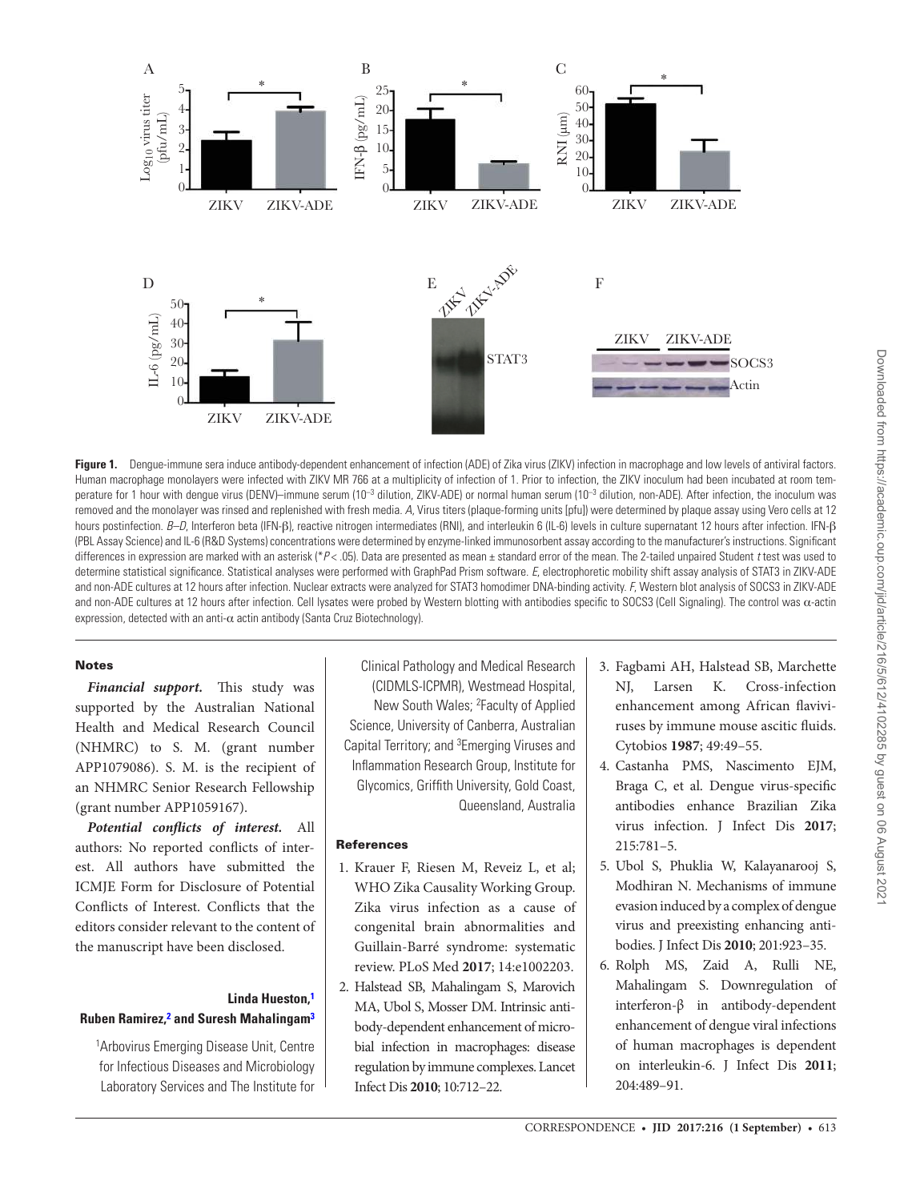**Figure 1.** Dengue-immune sera induce antibody-dependent enhancement of infection (ADE) of Zika virus (ZIKV) infection in macrophage and low levels of antiviral factors. Human macrophage monolayers were infected with ZIKV MR 766 at a multiplicity of infection of 1. Prior to infection, the ZIKV inoculum had been incubated at room temperature for 1 hour with dengue virus (DENV)–immune serum ($10^{-3}$ dilution, ZIKV-ADE) or normal human serum ($10^{-3}$ dilution, non-ADE). After infection, the inoculum was removed and the monolayer was rinsed and replenished with fresh media. *A*, Virus titers (plaque-forming units [pfu]) were determined by plaque assay using Vero cells at 12 hours postinfection. *B–D*, Interferon beta (IFN-β), reactive nitrogen intermediates (RNI), and interleukin 6 (IL-6) levels in culture supernatant 12 hours after infection. IFN-β (PBL Assay Science) and IL-6 (R&D Systems) concentrations were determined by enzyme-linked immunosorbent assay according to the manufacturer's instructions. Significant differences in expression are marked with an asterisk (*$P < .05$). Data are presented as mean ± standard error of the mean. The 2-tailed unpaired Student *t* test was used to determine statistical significance. Statistical analyses were performed with GraphPad Prism software. *E*, electrophoretic mobility shift assay analysis of STAT3 in ZIKV-ADE and non-ADE cultures at 12 hours after infection. Nuclear extracts were analyzed for STAT3 homodimer DNA-binding activity. *F*, Western blot analysis of SOCS3 in ZIKV-ADE and non-ADE cultures at 12 hours after infection. Cell lysates were probed by Western blotting with antibodies specific to SOCS3 (Cell Signaling). The control was α-actin expression, detected with an anti-α actin antibody (Santa Cruz Biotechnology).

## Notes

***Financial support.*** This study was supported by the Australian National Health and Medical Research Council (NHMRC) to S. M. (grant number APP1079086). S. M. is the recipient of an NHMRC Senior Research Fellowship (grant number APP1059167).

***Potential conflicts of interest.*** All authors: No reported conflicts of interest. All authors have submitted the ICMJE Form for Disclosure of Potential Conflicts of Interest. Conflicts that the editors consider relevant to the content of the manuscript have been disclosed.

**Linda Hueston,[1] Ruben Ramirez,[2] and Suresh Mahalingam[3]**

[1]Arbovirus Emerging Disease Unit, Centre for Infectious Diseases and Microbiology Laboratory Services and The Institute for Clinical Pathology and Medical Research (CIDMLS-ICPMR), Westmead Hospital, New South Wales; [2]Faculty of Applied Science, University of Canberra, Australian Capital Territory; and [3]Emerging Viruses and Inflammation Research Group, Institute for Glycomics, Griffith University, Gold Coast, Queensland, Australia

## References

1. Krauer F, Riesen M, Reveiz L, et al; WHO Zika Causality Working Group. Zika virus infection as a cause of congenital brain abnormalities and Guillain-Barré syndrome: systematic review. PLoS Med **2017**; 14:e1002203.
2. Halstead SB, Mahalingam S, Marovich MA, Ubol S, Mosser DM. Intrinsic antibody-dependent enhancement of microbial infection in macrophages: disease regulation by immune complexes. Lancet Infect Dis **2010**; 10:712–22.
3. Fagbami AH, Halstead SB, Marchette NJ, Larsen K. Cross-infection enhancement among African flaviviruses by immune mouse ascitic fluids. Cytobios **1987**; 49:49–55.
4. Castanha PMS, Nascimento EJM, Braga C, et al. Dengue virus-specific antibodies enhance Brazilian Zika virus infection. J Infect Dis **2017**; 215:781–5.
5. Ubol S, Phuklia W, Kalayanarooj S, Modhiran N. Mechanisms of immune evasion induced by a complex of dengue virus and preexisting enhancing antibodies. J Infect Dis **2010**; 201:923–35.
6. Rolph MS, Zaid A, Rulli NE, Mahalingam S. Downregulation of interferon-β in antibody-dependent enhancement of dengue viral infections of human macrophages is dependent on interleukin-6. J Infect Dis **2011**; 204:489–91.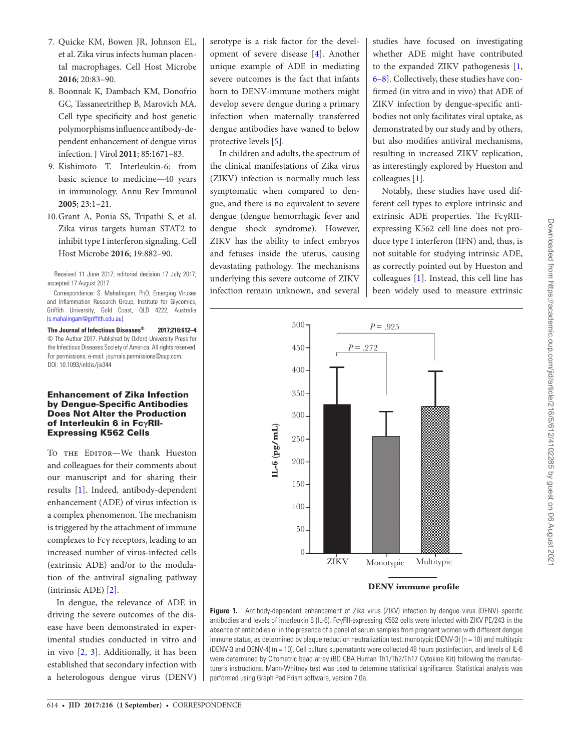7. Quicke KM, Bowen JR, Johnson EL, et al. Zika virus infects human placental macrophages. Cell Host Microbe **2016**; 20:83–90.
8. Boonnak K, Dambach KM, Donofrio GC, Tassaneetrithep B, Marovich MA. Cell type specificity and host genetic polymorphisms influence antibody-dependent enhancement of dengue virus infection. J Virol **2011**; 85:1671–83.
9. Kishimoto T. Interleukin-6: from basic science to medicine—40 years in immunology. Annu Rev Immunol **2005**; 23:1–21.
10. Grant A, Ponia SS, Tripathi S, et al. Zika virus targets human STAT2 to inhibit type I interferon signaling. Cell Host Microbe **2016**; 19:882–90.

Received 11 June 2017; editorial decision 17 July 2017; accepted 17 August 2017.

Correspondence: S. Mahalingam, PhD, Emerging Viruses and Inflammation Research Group, Institute for Glycomics, Griffith University, Gold Coast, QLD 4222, Australia (s.mahalingam@griffith.edu.au).

**The Journal of Infectious Diseases® 2017;216:612–4**
© The Author 2017. Published by Oxford University Press for the Infectious Diseases Society of America. All rights reserved. For permissions, e-mail: journals.permissions@oup.com.
DOI: 10.1093/infdis/jix344

## Enhancement of Zika Infection by Dengue-Specific Antibodies Does Not Alter the Production of Interleukin 6 in FcγRII-Expressing K562 Cells

To the Editor—We thank Hueston and colleagues for their comments about our manuscript and for sharing their results [1]. Indeed, antibody-dependent enhancement (ADE) of virus infection is a complex phenomenon. The mechanism is triggered by the attachment of immune complexes to Fcγ receptors, leading to an increased number of virus-infected cells (extrinsic ADE) and/or to the modulation of the antiviral signaling pathway (intrinsic ADE) [2].

In dengue, the relevance of ADE in driving the severe outcomes of the disease have been demonstrated in experimental studies conducted in vitro and in vivo [2, 3]. Additionally, it has been established that secondary infection with a heterologous dengue virus (DENV) serotype is a risk factor for the development of severe disease [4]. Another unique example of ADE in mediating severe outcomes is the fact that infants born to DENV-immune mothers might develop severe dengue during a primary infection when maternally transferred dengue antibodies have waned to below protective levels [5].

In children and adults, the spectrum of the clinical manifestations of Zika virus (ZIKV) infection is normally much less symptomatic when compared to dengue, and there is no equivalent to severe dengue (dengue hemorrhagic fever and dengue shock syndrome). However, ZIKV has the ability to infect embryos and fetuses inside the uterus, causing devastating pathology. The mechanisms underlying this severe outcome of ZIKV infection remain unknown, and several studies have focused on investigating whether ADE might have contributed to the expanded ZIKV pathogenesis [1, 6–8]. Collectively, these studies have confirmed (in vitro and in vivo) that ADE of ZIKV infection by dengue-specific antibodies not only facilitates viral uptake, as demonstrated by our study and by others, but also modifies antiviral mechanisms, resulting in increased ZIKV replication, as interestingly explored by Hueston and colleagues [1].

Notably, these studies have used different cell types to explore intrinsic and extrinsic ADE properties. The FcγRII-expressing K562 cell line does not produce type I interferon (IFN) and, thus, is not suitable for studying intrinsic ADE, as correctly pointed out by Hueston and colleagues [1]. Instead, this cell line has been widely used to measure extrinsic

IL-6 (pg/mL)
0
50
100
150
200
250
300
350
400
450
500
P = .925
P = .272
ZIKV
Monotypic
Multitypic
DENV immune profile

**Figure 1.** Antibody-dependent enhancement of Zika virus (ZIKV) infection by dengue virus (DENV)–specific antibodies and levels of interleukin 6 (IL-6). FcγRII-expressing K562 cells were infected with ZIKV PE/243 in the absence of antibodies or in the presence of a panel of serum samples from pregnant women with different dengue immune status, as determined by plaque reduction neutralization test: monotypic (DENV-3) (n = 10) and multitypic (DENV-3 and DENV-4) (n = 10). Cell culture supernatants were collected 48 hours postinfection, and levels of IL-6 were determined by Citometric bead array (BD CBA Human Th1/Th2/Th17 Cytokine Kit) following the manufacturer's instructions. Mann-Whitney test was used to determine statistical significance. Statistical analysis was performed using Graph Pad Prism software, version 7.0a.